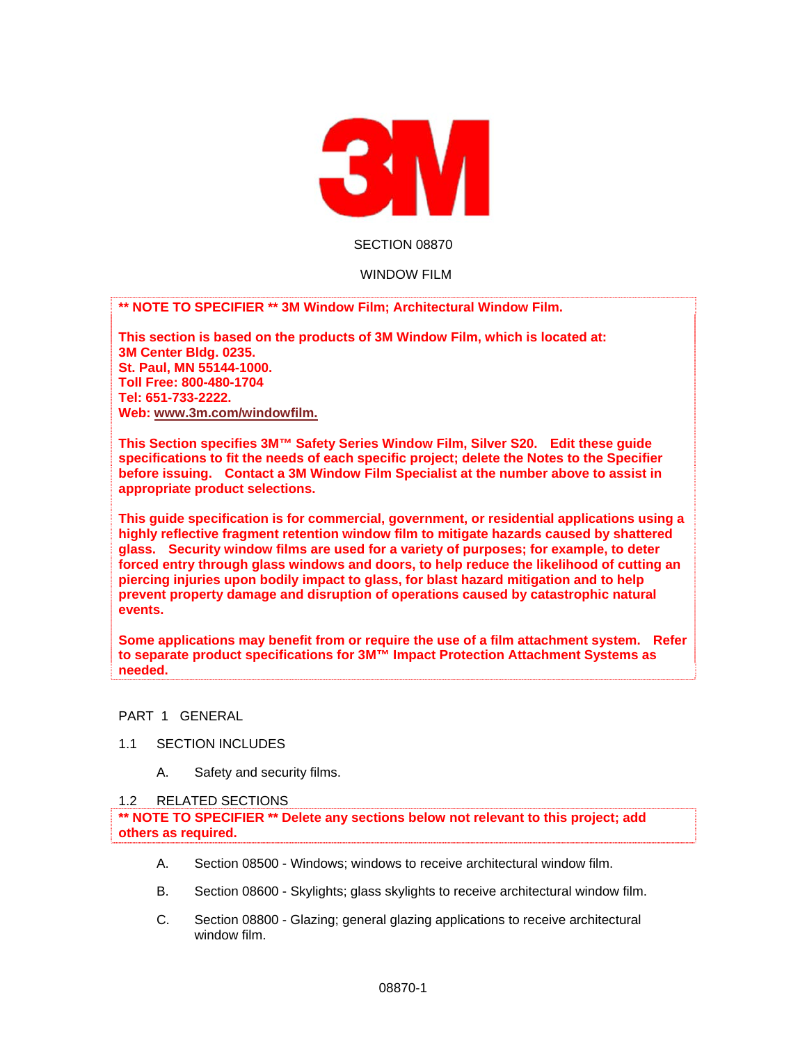3M

SECTION 08870

WINDOW FILM

**** NOTE TO SPECIFIER ** 3M Window Film; Architectural Window Film.**

**This section is based on the products of 3M Window Film, which is located at:**
**3M Center Bldg. 0235.**
**St. Paul, MN 55144-1000.**
**Toll Free: 800-480-1704**
**Tel: 651-733-2222.**
**Web: www.3m.com/windowfilm.**

**This Section specifies 3M™ Safety Series Window Film, Silver S20. Edit these guide specifications to fit the needs of each specific project; delete the Notes to the Specifier before issuing. Contact a 3M Window Film Specialist at the number above to assist in appropriate product selections.**

**This guide specification is for commercial, government, or residential applications using a highly reflective fragment retention window film to mitigate hazards caused by shattered glass. Security window films are used for a variety of purposes; for example, to deter forced entry through glass windows and doors, to help reduce the likelihood of cutting an piercing injuries upon bodily impact to glass, for blast hazard mitigation and to help prevent property damage and disruption of operations caused by catastrophic natural events.**

**Some applications may benefit from or require the use of a film attachment system. Refer to separate product specifications for 3M™ Impact Protection Attachment Systems as needed.**

## PART 1 GENERAL

### 1.1 SECTION INCLUDES

A. Safety and security films.

### 1.2 RELATED SECTIONS

**** NOTE TO SPECIFIER ** Delete any sections below not relevant to this project; add others as required.**

A. Section 08500 - Windows; windows to receive architectural window film.

B. Section 08600 - Skylights; glass skylights to receive architectural window film.

C. Section 08800 - Glazing; general glazing applications to receive architectural window film.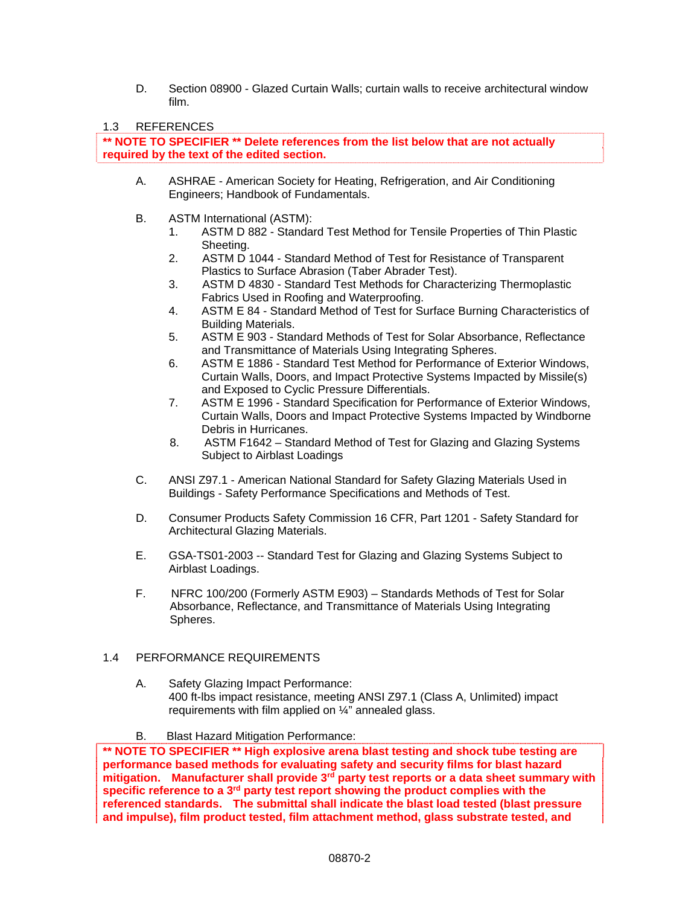D. Section 08900 - Glazed Curtain Walls; curtain walls to receive architectural window film.

## 1.3 REFERENCES

**** NOTE TO SPECIFIER ** Delete references from the list below that are not actually required by the text of the edited section.**

A. ASHRAE - American Society for Heating, Refrigeration, and Air Conditioning Engineers; Handbook of Fundamentals.

B. ASTM International (ASTM):
   1. ASTM D 882 - Standard Test Method for Tensile Properties of Thin Plastic Sheeting.
   2. ASTM D 1044 - Standard Method of Test for Resistance of Transparent Plastics to Surface Abrasion (Taber Abrader Test).
   3. ASTM D 4830 - Standard Test Methods for Characterizing Thermoplastic Fabrics Used in Roofing and Waterproofing.
   4. ASTM E 84 - Standard Method of Test for Surface Burning Characteristics of Building Materials.
   5. ASTM E 903 - Standard Methods of Test for Solar Absorbance, Reflectance and Transmittance of Materials Using Integrating Spheres.
   6. ASTM E 1886 - Standard Test Method for Performance of Exterior Windows, Curtain Walls, Doors, and Impact Protective Systems Impacted by Missile(s) and Exposed to Cyclic Pressure Differentials.
   7. ASTM E 1996 - Standard Specification for Performance of Exterior Windows, Curtain Walls, Doors and Impact Protective Systems Impacted by Windborne Debris in Hurricanes.
   8. ASTM F1642 – Standard Method of Test for Glazing and Glazing Systems Subject to Airblast Loadings

C. ANSI Z97.1 - American National Standard for Safety Glazing Materials Used in Buildings - Safety Performance Specifications and Methods of Test.

D. Consumer Products Safety Commission 16 CFR, Part 1201 - Safety Standard for Architectural Glazing Materials.

E. GSA-TS01-2003 -- Standard Test for Glazing and Glazing Systems Subject to Airblast Loadings.

F. NFRC 100/200 (Formerly ASTM E903) – Standards Methods of Test for Solar Absorbance, Reflectance, and Transmittance of Materials Using Integrating Spheres.

## 1.4 PERFORMANCE REQUIREMENTS

A. Safety Glazing Impact Performance:
400 ft-lbs impact resistance, meeting ANSI Z97.1 (Class A, Unlimited) impact requirements with film applied on ¼" annealed glass.

B. Blast Hazard Mitigation Performance:

**** NOTE TO SPECIFIER ** High explosive arena blast testing and shock tube testing are performance based methods for evaluating safety and security films for blast hazard mitigation. Manufacturer shall provide 3rd party test reports or a data sheet summary with specific reference to a 3rd party test report showing the product complies with the referenced standards. The submittal shall indicate the blast load tested (blast pressure and impulse), film product tested, film attachment method, glass substrate tested, and**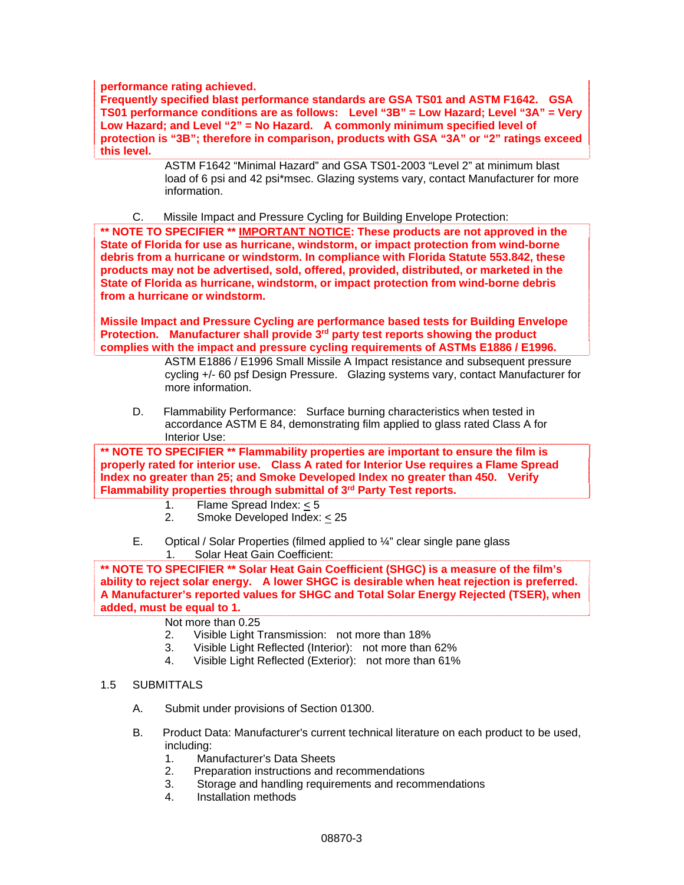**performance rating achieved.**
**Frequently specified blast performance standards are GSA TS01 and ASTM F1642. GSA TS01 performance conditions are as follows: Level "3B" = Low Hazard; Level "3A" = Very Low Hazard; and Level "2" = No Hazard. A commonly minimum specified level of protection is "3B"; therefore in comparison, products with GSA "3A" or "2" ratings exceed this level.**

ASTM F1642 "Minimal Hazard" and GSA TS01-2003 "Level 2" at minimum blast load of 6 psi and 42 psi*msec. Glazing systems vary, contact Manufacturer for more information.

C. Missile Impact and Pressure Cycling for Building Envelope Protection:

**** NOTE TO SPECIFIER ** <u>IMPORTANT NOTICE</u>: These products are not approved in the State of Florida for use as hurricane, windstorm, or impact protection from wind-borne debris from a hurricane or windstorm. In compliance with Florida Statute 553.842, these products may not be advertised, sold, offered, provided, distributed, or marketed in the State of Florida as hurricane, windstorm, or impact protection from wind-borne debris from a hurricane or windstorm.**

**Missile Impact and Pressure Cycling are performance based tests for Building Envelope Protection. Manufacturer shall provide 3rd party test reports showing the product complies with the impact and pressure cycling requirements of ASTMs E1886 / E1996.**

ASTM E1886 / E1996 Small Missile A Impact resistance and subsequent pressure cycling +/- 60 psf Design Pressure. Glazing systems vary, contact Manufacturer for more information.

D. Flammability Performance: Surface burning characteristics when tested in accordance ASTM E 84, demonstrating film applied to glass rated Class A for Interior Use:

**** NOTE TO SPECIFIER ** Flammability properties are important to ensure the film is properly rated for interior use. Class A rated for Interior Use requires a Flame Spread Index no greater than 25; and Smoke Developed Index no greater than 450. Verify Flammability properties through submittal of 3rd Party Test reports.**

1. Flame Spread Index: $\leq$ 5
2. Smoke Developed Index: $\leq$ 25

E. Optical / Solar Properties (filmed applied to ¼" clear single pane glass

1. Solar Heat Gain Coefficient:

**** NOTE TO SPECIFIER ** Solar Heat Gain Coefficient (SHGC) is a measure of the film's ability to reject solar energy. A lower SHGC is desirable when heat rejection is preferred. A Manufacturer's reported values for SHGC and Total Solar Energy Rejected (TSER), when added, must be equal to 1.**

Not more than 0.25

2. Visible Light Transmission: not more than 18%
3. Visible Light Reflected (Interior): not more than 62%
4. Visible Light Reflected (Exterior): not more than 61%

## 1.5 SUBMITTALS

A. Submit under provisions of Section 01300.

B. Product Data: Manufacturer's current technical literature on each product to be used, including:

1. Manufacturer's Data Sheets
2. Preparation instructions and recommendations
3. Storage and handling requirements and recommendations
4. Installation methods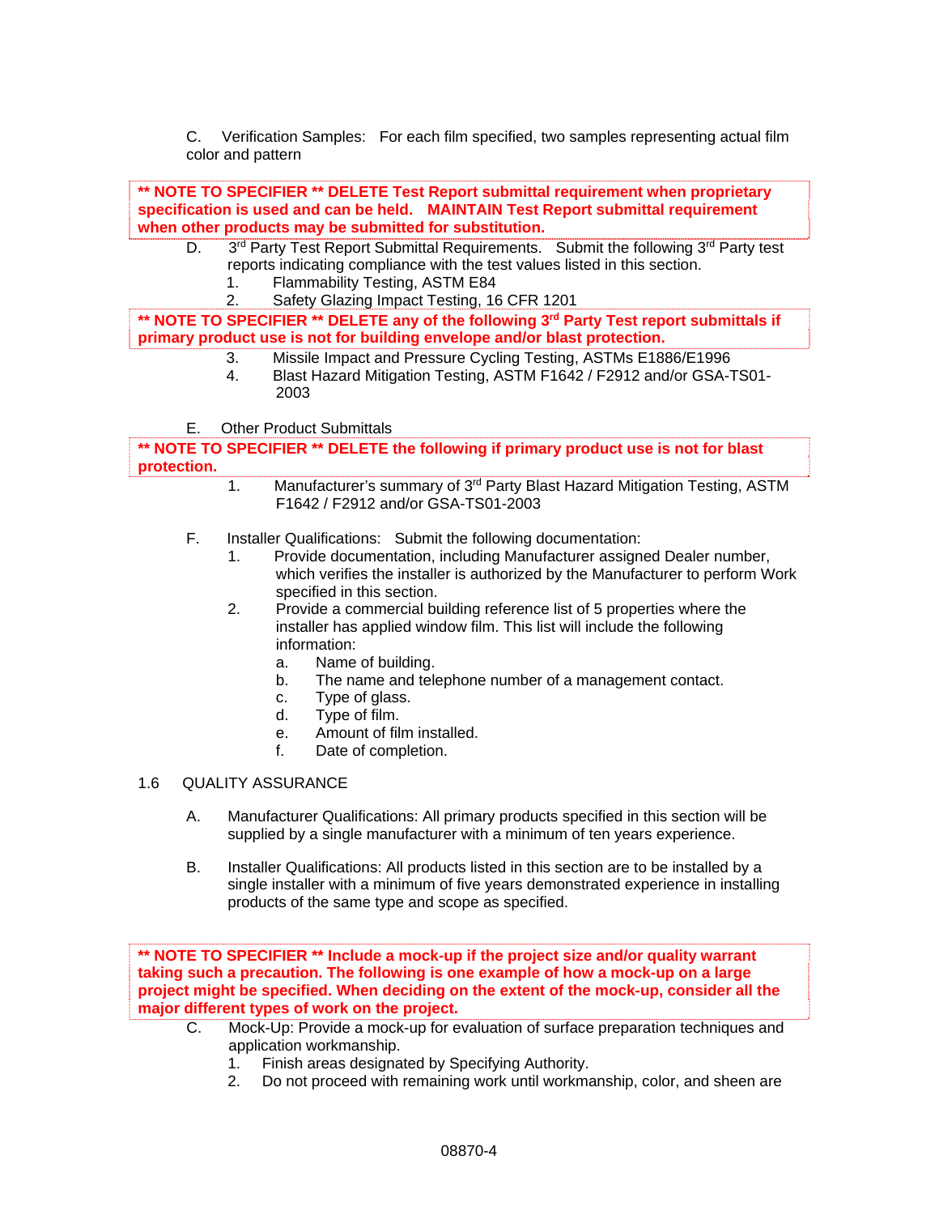C. Verification Samples: For each film specified, two samples representing actual film color and pattern

**\*\* NOTE TO SPECIFIER \*\* DELETE Test Report submittal requirement when proprietary specification is used and can be held. MAINTAIN Test Report submittal requirement when other products may be submitted for substitution.**

D. 3rd Party Test Report Submittal Requirements. Submit the following 3rd Party test reports indicating compliance with the test values listed in this section.
   1. Flammability Testing, ASTM E84
   2. Safety Glazing Impact Testing, 16 CFR 1201

**\*\* NOTE TO SPECIFIER \*\* DELETE any of the following 3rd Party Test report submittals if primary product use is not for building envelope and/or blast protection.**

   3. Missile Impact and Pressure Cycling Testing, ASTMs E1886/E1996
   4. Blast Hazard Mitigation Testing, ASTM F1642 / F2912 and/or GSA-TS01-2003

E. Other Product Submittals

**\*\* NOTE TO SPECIFIER \*\* DELETE the following if primary product use is not for blast protection.**

   1. Manufacturer's summary of 3rd Party Blast Hazard Mitigation Testing, ASTM F1642 / F2912 and/or GSA-TS01-2003

F. Installer Qualifications: Submit the following documentation:
   1. Provide documentation, including Manufacturer assigned Dealer number, which verifies the installer is authorized by the Manufacturer to perform Work specified in this section.
   2. Provide a commercial building reference list of 5 properties where the installer has applied window film. This list will include the following information:
      a. Name of building.
      b. The name and telephone number of a management contact.
      c. Type of glass.
      d. Type of film.
      e. Amount of film installed.
      f. Date of completion.

## 1.6 QUALITY ASSURANCE

A. Manufacturer Qualifications: All primary products specified in this section will be supplied by a single manufacturer with a minimum of ten years experience.

B. Installer Qualifications: All products listed in this section are to be installed by a single installer with a minimum of five years demonstrated experience in installing products of the same type and scope as specified.

**\*\* NOTE TO SPECIFIER \*\* Include a mock-up if the project size and/or quality warrant taking such a precaution. The following is one example of how a mock-up on a large project might be specified. When deciding on the extent of the mock-up, consider all the major different types of work on the project.**

C. Mock-Up: Provide a mock-up for evaluation of surface preparation techniques and application workmanship.
   1. Finish areas designated by Specifying Authority.
   2. Do not proceed with remaining work until workmanship, color, and sheen are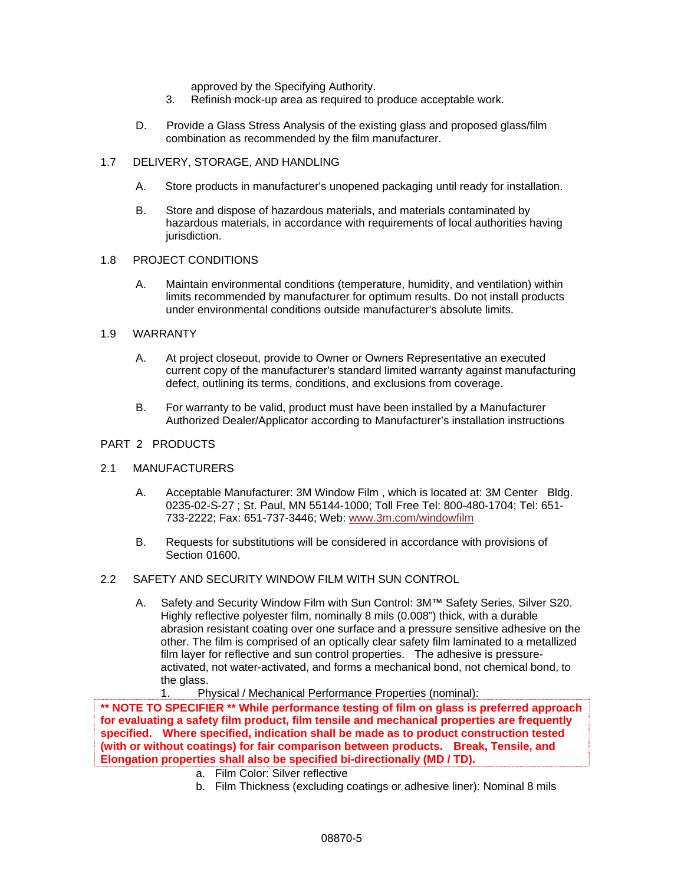approved by the Specifying Authority.

3. Refinish mock-up area as required to produce acceptable work.

D. Provide a Glass Stress Analysis of the existing glass and proposed glass/film combination as recommended by the film manufacturer.

## 1.7 DELIVERY, STORAGE, AND HANDLING

A. Store products in manufacturer's unopened packaging until ready for installation.

B. Store and dispose of hazardous materials, and materials contaminated by hazardous materials, in accordance with requirements of local authorities having jurisdiction.

## 1.8 PROJECT CONDITIONS

A. Maintain environmental conditions (temperature, humidity, and ventilation) within limits recommended by manufacturer for optimum results. Do not install products under environmental conditions outside manufacturer's absolute limits.

## 1.9 WARRANTY

A. At project closeout, provide to Owner or Owners Representative an executed current copy of the manufacturer's standard limited warranty against manufacturing defect, outlining its terms, conditions, and exclusions from coverage.

B. For warranty to be valid, product must have been installed by a Manufacturer Authorized Dealer/Applicator according to Manufacturer's installation instructions

# PART 2 PRODUCTS

## 2.1 MANUFACTURERS

A. Acceptable Manufacturer: 3M Window Film , which is located at: 3M Center Bldg. 0235-02-S-27 ; St. Paul, MN 55144-1000; Toll Free Tel: 800-480-1704; Tel: 651-733-2222; Fax: 651-737-3446; Web: www.3m.com/windowfilm

B. Requests for substitutions will be considered in accordance with provisions of Section 01600.

## 2.2 SAFETY AND SECURITY WINDOW FILM WITH SUN CONTROL

A. Safety and Security Window Film with Sun Control: 3M™ Safety Series, Silver S20. Highly reflective polyester film, nominally 8 mils (0.008") thick, with a durable abrasion resistant coating over one surface and a pressure sensitive adhesive on the other. The film is comprised of an optically clear safety film laminated to a metallized film layer for reflective and sun control properties. The adhesive is pressure-activated, not water-activated, and forms a mechanical bond, not chemical bond, to the glass.

1. Physical / Mechanical Performance Properties (nominal):

**\*\* NOTE TO SPECIFIER \*\* While performance testing of film on glass is preferred approach for evaluating a safety film product, film tensile and mechanical properties are frequently specified. Where specified, indication shall be made as to product construction tested (with or without coatings) for fair comparison between products. Break, Tensile, and Elongation properties shall also be specified bi-directionally (MD / TD).**

a. Film Color: Silver reflective

b. Film Thickness (excluding coatings or adhesive liner): Nominal 8 mils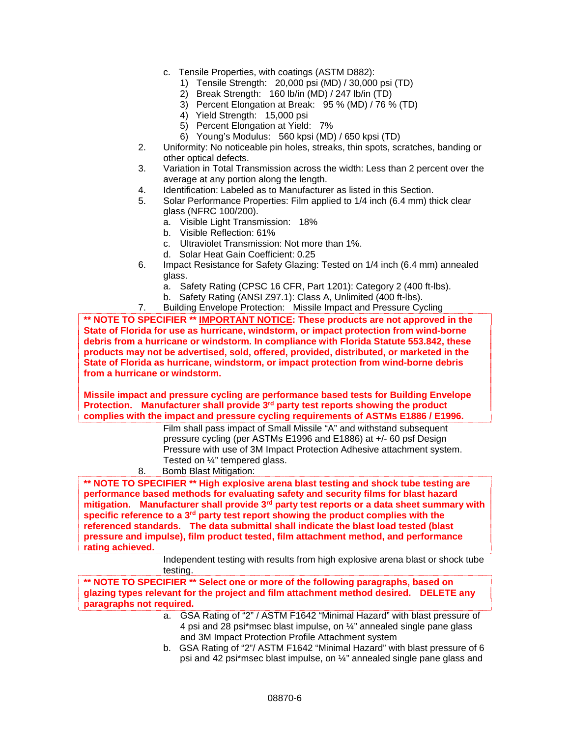c. Tensile Properties, with coatings (ASTM D882):
   1) Tensile Strength: 20,000 psi (MD) / 30,000 psi (TD)
   2) Break Strength: 160 lb/in (MD) / 247 lb/in (TD)
   3) Percent Elongation at Break: 95 % (MD) / 76 % (TD)
   4) Yield Strength: 15,000 psi
   5) Percent Elongation at Yield: 7%
   6) Young's Modulus: 560 kpsi (MD) / 650 kpsi (TD)

2. Uniformity: No noticeable pin holes, streaks, thin spots, scratches, banding or other optical defects.
3. Variation in Total Transmission across the width: Less than 2 percent over the average at any portion along the length.
4. Identification: Labeled as to Manufacturer as listed in this Section.
5. Solar Performance Properties: Film applied to 1/4 inch (6.4 mm) thick clear glass (NFRC 100/200).
   a. Visible Light Transmission: 18%
   b. Visible Reflection: 61%
   c. Ultraviolet Transmission: Not more than 1%.
   d. Solar Heat Gain Coefficient: 0.25
6. Impact Resistance for Safety Glazing: Tested on 1/4 inch (6.4 mm) annealed glass.
   a. Safety Rating (CPSC 16 CFR, Part 1201): Category 2 (400 ft-lbs).
   b. Safety Rating (ANSI Z97.1): Class A, Unlimited (400 ft-lbs).
7. Building Envelope Protection: Missile Impact and Pressure Cycling

**\*\* NOTE TO SPECIFIER \*\* IMPORTANT NOTICE: These products are not approved in the State of Florida for use as hurricane, windstorm, or impact protection from wind-borne debris from a hurricane or windstorm. In compliance with Florida Statute 553.842, these products may not be advertised, sold, offered, provided, distributed, or marketed in the State of Florida as hurricane, windstorm, or impact protection from wind-borne debris from a hurricane or windstorm.**

**Missile impact and pressure cycling are performance based tests for Building Envelope Protection. Manufacturer shall provide 3rd party test reports showing the product complies with the impact and pressure cycling requirements of ASTMs E1886 / E1996.**

Film shall pass impact of Small Missile "A" and withstand subsequent pressure cycling (per ASTMs E1996 and E1886) at +/- 60 psf Design Pressure with use of 3M Impact Protection Adhesive attachment system. Tested on ¼" tempered glass.

8. Bomb Blast Mitigation:

**\*\* NOTE TO SPECIFIER \*\* High explosive arena blast testing and shock tube testing are performance based methods for evaluating safety and security films for blast hazard mitigation. Manufacturer shall provide 3rd party test reports or a data sheet summary with specific reference to a 3rd party test report showing the product complies with the referenced standards. The data submittal shall indicate the blast load tested (blast pressure and impulse), film product tested, film attachment method, and performance rating achieved.**

Independent testing with results from high explosive arena blast or shock tube testing.

**\*\* NOTE TO SPECIFIER \*\* Select one or more of the following paragraphs, based on glazing types relevant for the project and film attachment method desired. DELETE any paragraphs not required.**

   a. GSA Rating of "2" / ASTM F1642 "Minimal Hazard" with blast pressure of 4 psi and 28 psi*msec blast impulse, on ¼" annealed single pane glass and 3M Impact Protection Profile Attachment system
   b. GSA Rating of "2"/ ASTM F1642 "Minimal Hazard" with blast pressure of 6 psi and 42 psi*msec blast impulse, on ¼" annealed single pane glass and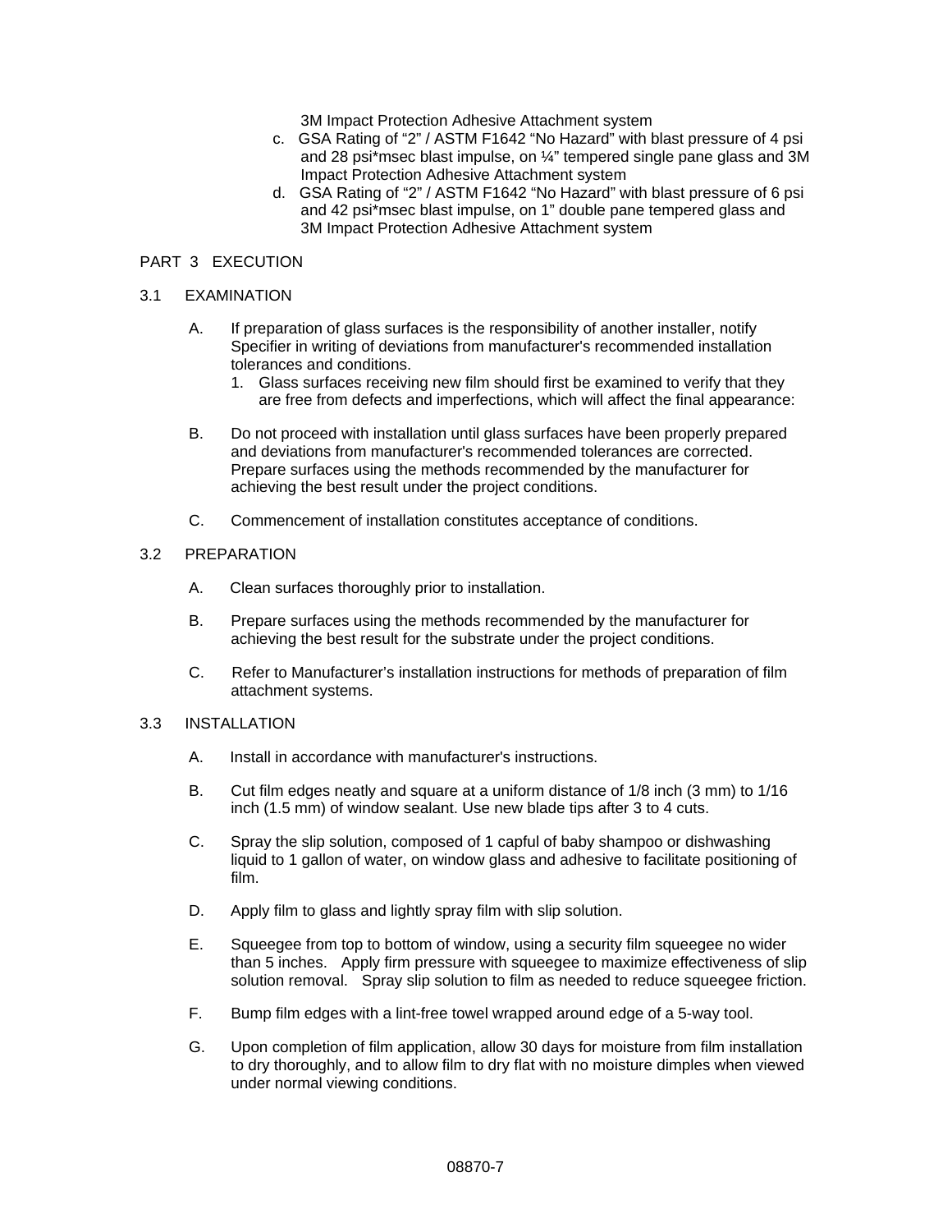3M Impact Protection Adhesive Attachment system

c. GSA Rating of "2" / ASTM F1642 "No Hazard" with blast pressure of 4 psi and 28 psi*msec blast impulse, on ¼" tempered single pane glass and 3M Impact Protection Adhesive Attachment system

d. GSA Rating of "2" / ASTM F1642 "No Hazard" with blast pressure of 6 psi and 42 psi*msec blast impulse, on 1" double pane tempered glass and 3M Impact Protection Adhesive Attachment system

## PART 3 EXECUTION

### 3.1 EXAMINATION

A. If preparation of glass surfaces is the responsibility of another installer, notify Specifier in writing of deviations from manufacturer's recommended installation tolerances and conditions.

1. Glass surfaces receiving new film should first be examined to verify that they are free from defects and imperfections, which will affect the final appearance:

B. Do not proceed with installation until glass surfaces have been properly prepared and deviations from manufacturer's recommended tolerances are corrected. Prepare surfaces using the methods recommended by the manufacturer for achieving the best result under the project conditions.

C. Commencement of installation constitutes acceptance of conditions.

### 3.2 PREPARATION

A. Clean surfaces thoroughly prior to installation.

B. Prepare surfaces using the methods recommended by the manufacturer for achieving the best result for the substrate under the project conditions.

C. Refer to Manufacturer's installation instructions for methods of preparation of film attachment systems.

### 3.3 INSTALLATION

A. Install in accordance with manufacturer's instructions.

B. Cut film edges neatly and square at a uniform distance of 1/8 inch (3 mm) to 1/16 inch (1.5 mm) of window sealant. Use new blade tips after 3 to 4 cuts.

C. Spray the slip solution, composed of 1 capful of baby shampoo or dishwashing liquid to 1 gallon of water, on window glass and adhesive to facilitate positioning of film.

D. Apply film to glass and lightly spray film with slip solution.

E. Squeegee from top to bottom of window, using a security film squeegee no wider than 5 inches. Apply firm pressure with squeegee to maximize effectiveness of slip solution removal. Spray slip solution to film as needed to reduce squeegee friction.

F. Bump film edges with a lint-free towel wrapped around edge of a 5-way tool.

G. Upon completion of film application, allow 30 days for moisture from film installation to dry thoroughly, and to allow film to dry flat with no moisture dimples when viewed under normal viewing conditions.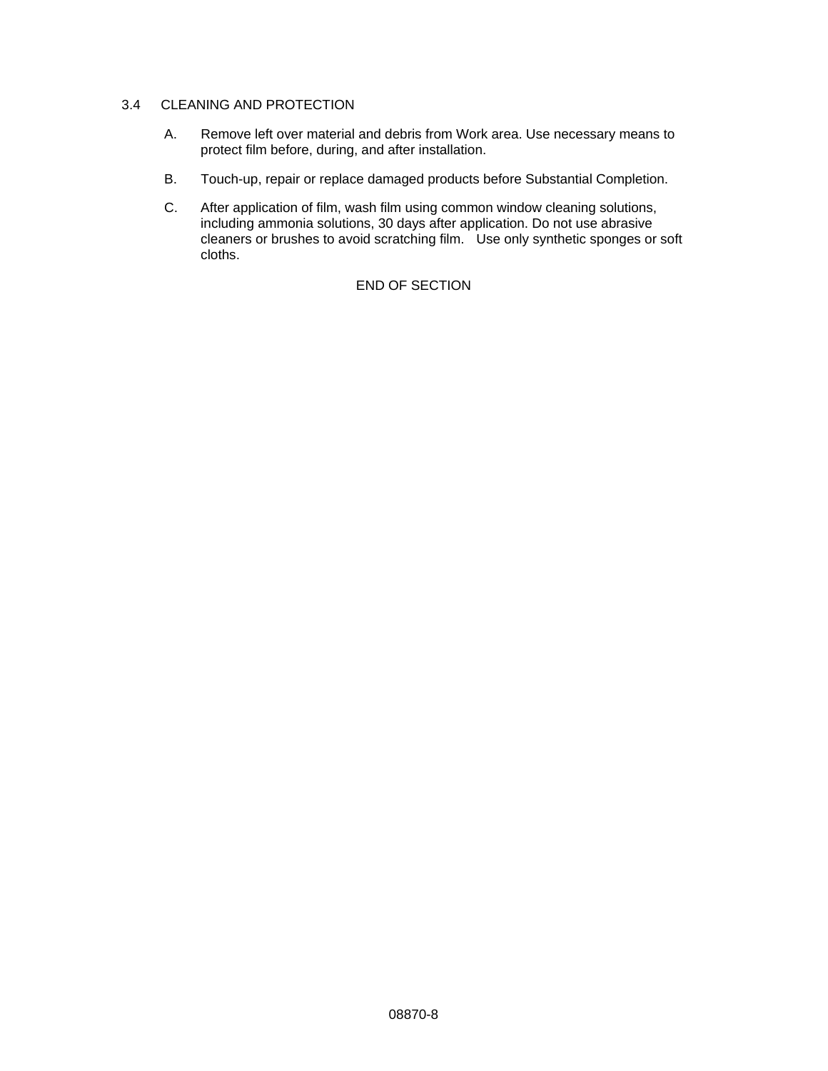## 3.4 CLEANING AND PROTECTION

A. Remove left over material and debris from Work area. Use necessary means to protect film before, during, and after installation.

B. Touch-up, repair or replace damaged products before Substantial Completion.

C. After application of film, wash film using common window cleaning solutions, including ammonia solutions, 30 days after application. Do not use abrasive cleaners or brushes to avoid scratching film. Use only synthetic sponges or soft cloths.

END OF SECTION